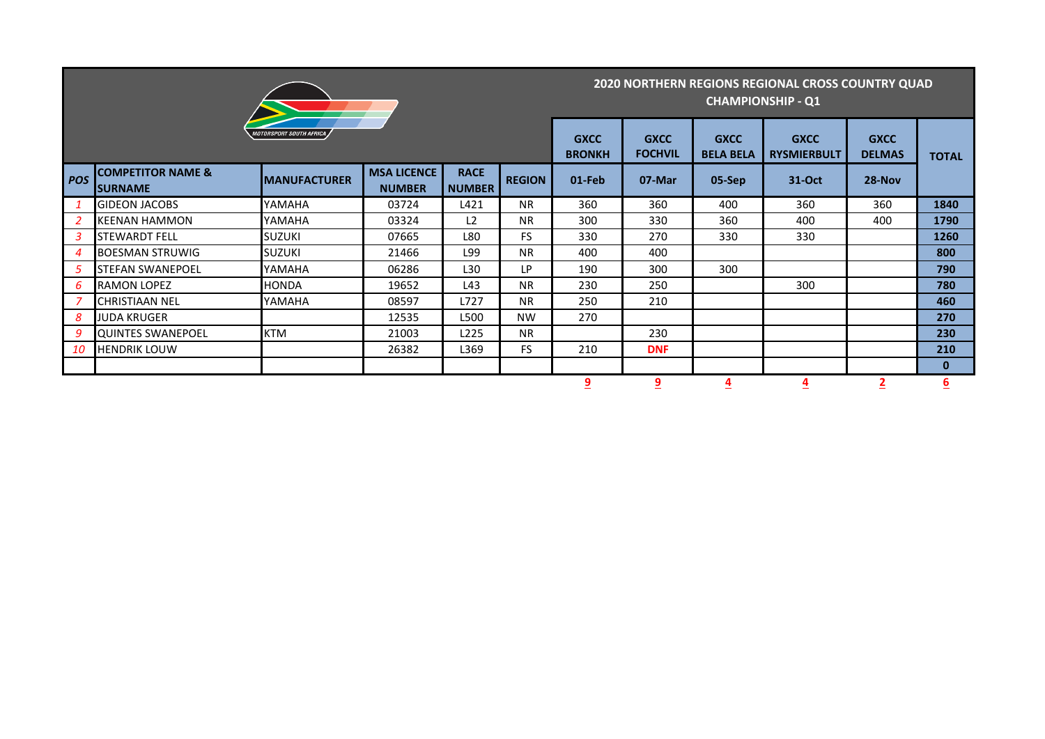## 2020 NORTHERN REGIONS REGIONAL CROSS COUNTRY QUAD CHAMPIONSHIP - Q1

MOTORSPORT SOUTH AFRICA

| POS | COMPETITOR NAME & SURNAME | MANUFACTURER | MSA LICENCE NUMBER | RACE NUMBER | REGION | GXCC BRONKH 01-Feb | GXCC FOCHVIL 07-Mar | GXCC BELA BELA 05-Sep | GXCC RYSMIERBULT 31-Oct | GXCC DELMAS 28-Nov | TOTAL |
|---|---|---|---|---|---|---|---|---|---|---|---|
| 1 | GIDEON JACOBS | YAMAHA | 03724 | L421 | NR | 360 | 360 | 400 | 360 | 360 | 1840 |
| 2 | KEENAN HAMMON | YAMAHA | 03324 | L2 | NR | 300 | 330 | 360 | 400 | 400 | 1790 |
| 3 | STEWARDT FELL | SUZUKI | 07665 | L80 | FS | 330 | 270 | 330 | 330 | | 1260 |
| 4 | BOESMAN STRUWIG | SUZUKI | 21466 | L99 | NR | 400 | 400 | | | | 800 |
| 5 | STEFAN SWANEPOEL | YAMAHA | 06286 | L30 | LP | 190 | 300 | 300 | | | 790 |
| 6 | RAMON LOPEZ | HONDA | 19652 | L43 | NR | 230 | 250 | | 300 | | 780 |
| 7 | CHRISTIAAN NEL | YAMAHA | 08597 | L727 | NR | 250 | 210 | | | | 460 |
| 8 | JUDA KRUGER | | 12535 | L500 | NW | 270 | | | | | 270 |
| 9 | QUINTES SWANEPOEL | KTM | 21003 | L225 | NR | | 230 | | | | 230 |
| 10 | HENDRIK LOUW | | 26382 | L369 | FS | 210 | DNF | | | | 210 |
| | | | | | | | | | | | 0 |
| | | | | | | 9 | 9 | 4 | 4 | 2 | 6 |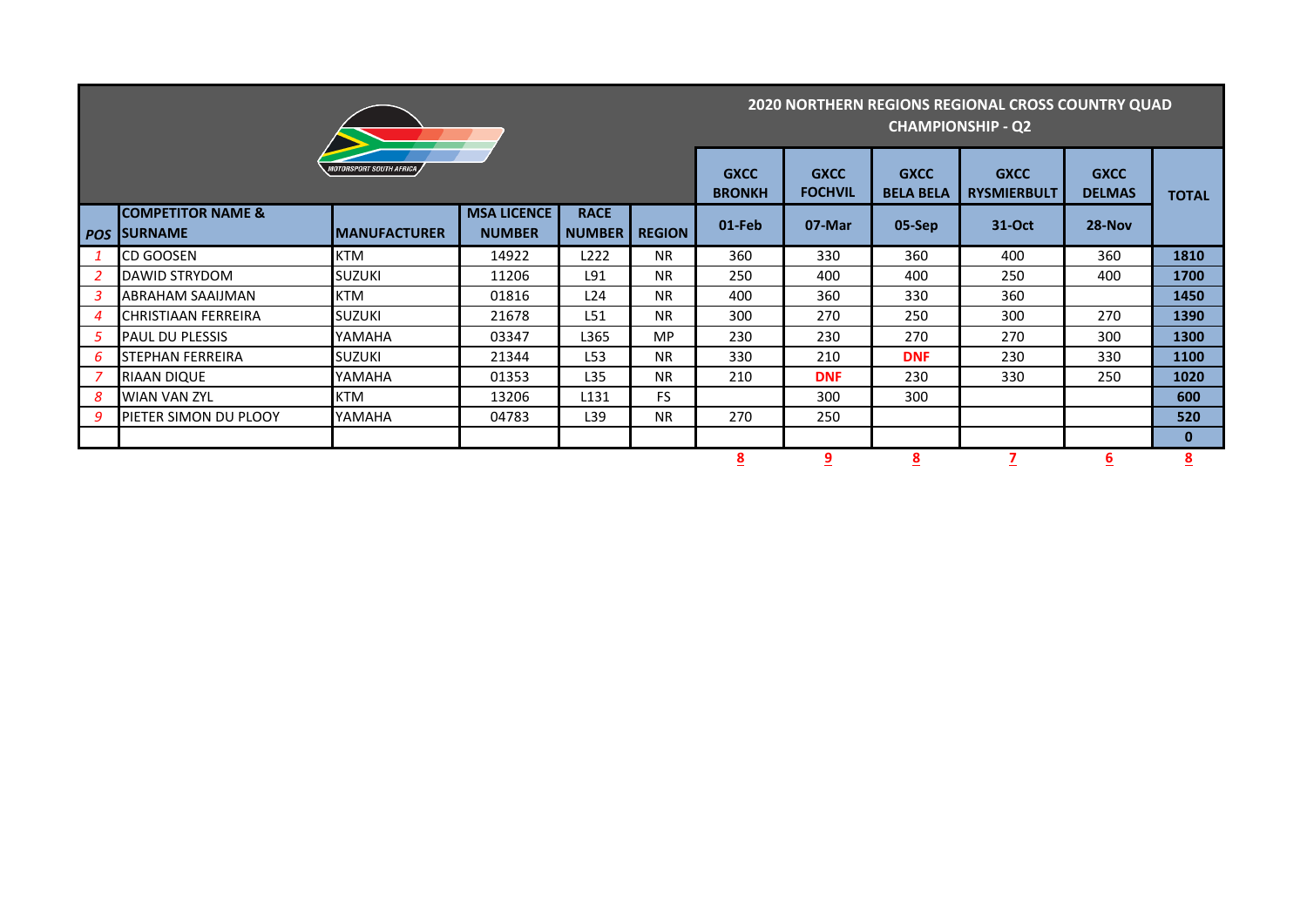# 2020 NORTHERN REGIONS REGIONAL CROSS COUNTRY QUAD CHAMPIONSHIP - Q2

| POS | COMPETITOR NAME & SURNAME | MANUFACTURER | MSA LICENCE NUMBER | RACE NUMBER | REGION | GXCC BRONKH 01-Feb | GXCC FOCHVIL 07-Mar | GXCC BELA BELA 05-Sep | GXCC RYSMIERBULT 31-Oct | GXCC DELMAS 28-Nov | TOTAL |
|---|---|---|---|---|---|---|---|---|---|---|---|
| 1 | CD GOOSEN | KTM | 14922 | L222 | NR | 360 | 330 | 360 | 400 | 360 | 1810 |
| 2 | DAWID STRYDOM | SUZUKI | 11206 | L91 | NR | 250 | 400 | 400 | 250 | 400 | 1700 |
| 3 | ABRAHAM SAAIJMAN | KTM | 01816 | L24 | NR | 400 | 360 | 330 | 360 | | 1450 |
| 4 | CHRISTIAAN FERREIRA | SUZUKI | 21678 | L51 | NR | 300 | 270 | 250 | 300 | 270 | 1390 |
| 5 | PAUL DU PLESSIS | YAMAHA | 03347 | L365 | MP | 230 | 230 | 270 | 270 | 300 | 1300 |
| 6 | STEPHAN FERREIRA | SUZUKI | 21344 | L53 | NR | 330 | 210 | DNF | 230 | 330 | 1100 |
| 7 | RIAAN DIQUE | YAMAHA | 01353 | L35 | NR | 210 | DNF | 230 | 330 | 250 | 1020 |
| 8 | WIAN VAN ZYL | KTM | 13206 | L131 | FS | | 300 | 300 | | | 600 |
| 9 | PIETER SIMON DU PLOOY | YAMAHA | 04783 | L39 | NR | 270 | 250 | | | | 520 |
| | | | | | | | | | | | 0 |
| | | | | | | 8 | 9 | 8 | 7 | 6 | 8 |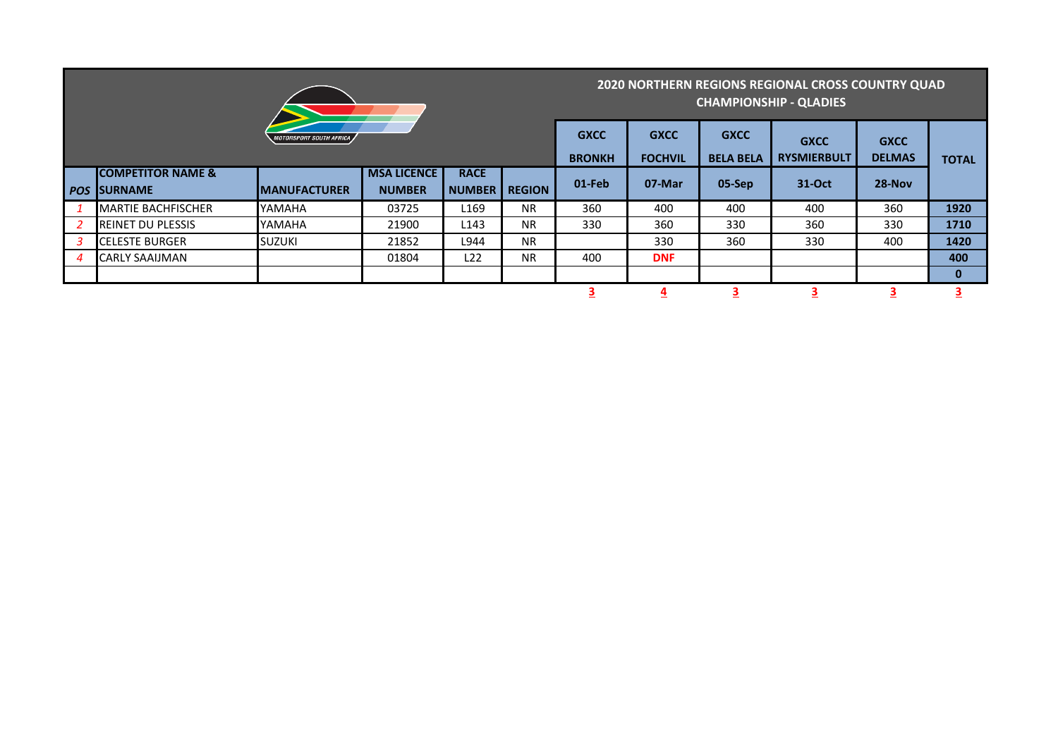## 2020 NORTHERN REGIONS REGIONAL CROSS COUNTRY QUAD CHAMPIONSHIP - QLADIES

| POS | COMPETITOR NAME & SURNAME | MANUFACTURER | MSA LICENCE NUMBER | RACE NUMBER | REGION | GXCC BRONKH 01-Feb | GXCC FOCHVIL 07-Mar | GXCC BELA BELA 05-Sep | GXCC RYSMIERBULT 31-Oct | GXCC DELMAS 28-Nov | TOTAL |
|---|---|---|---|---|---|---|---|---|---|---|---|
| 1 | MARTIE BACHFISCHER | YAMAHA | 03725 | L169 | NR | 360 | 400 | 400 | 400 | 360 | 1920 |
| 2 | REINET DU PLESSIS | YAMAHA | 21900 | L143 | NR | 330 | 360 | 330 | 360 | 330 | 1710 |
| 3 | CELESTE BURGER | SUZUKI | 21852 | L944 | NR | | 330 | 360 | 330 | 400 | 1420 |
| 4 | CARLY SAAIJMAN | | 01804 | L22 | NR | 400 | DNF | | | | 400 |
| | | | | | | | | | | | 0 |
| | | | | | | 3 | 4 | 3 | 3 | 3 | 3 |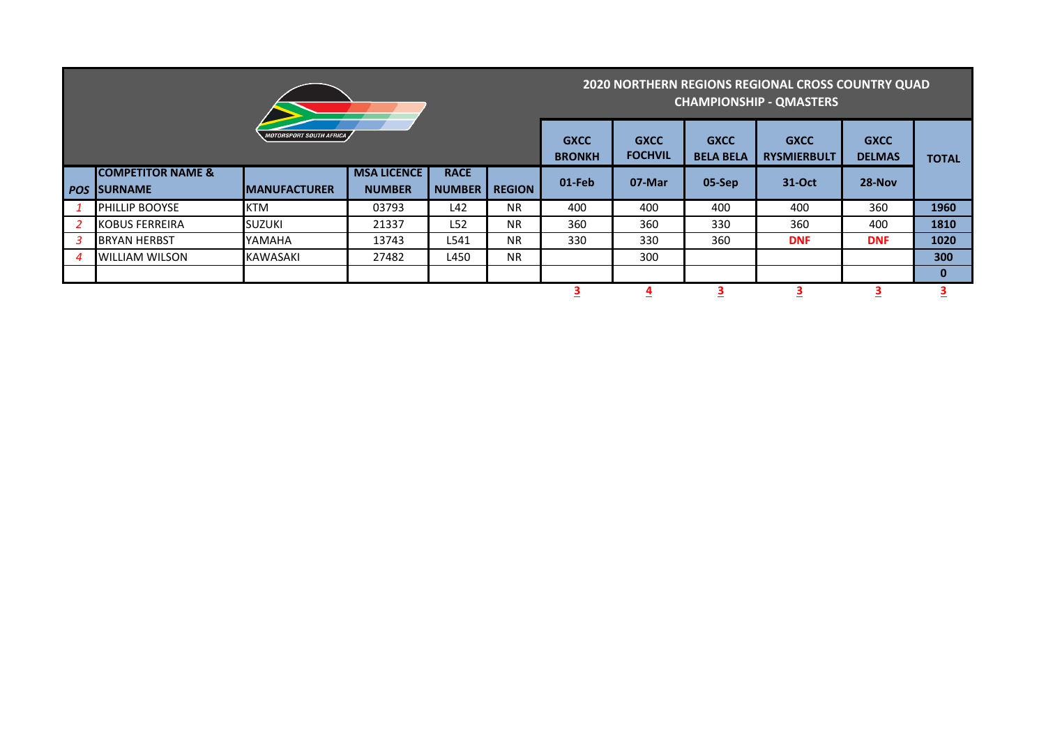## 2020 NORTHERN REGIONS REGIONAL CROSS COUNTRY QUAD CHAMPIONSHIP - QMASTERS

MOTORSPORT SOUTH AFRICA

| POS | COMPETITOR NAME & SURNAME | MANUFACTURER | MSA LICENCE NUMBER | RACE NUMBER | REGION | GXCC BRONKH 01-Feb | GXCC FOCHVIL 07-Mar | GXCC BELA BELA 05-Sep | GXCC RYSMIERBULT 31-Oct | GXCC DELMAS 28-Nov | TOTAL |
|---|---|---|---|---|---|---|---|---|---|---|---|
| *1* | PHILLIP BOOYSE | KTM | 03793 | L42 | NR | 400 | 400 | 400 | 400 | 360 | **1960** |
| *2* | KOBUS FERREIRA | SUZUKI | 21337 | L52 | NR | 360 | 360 | 330 | 360 | 400 | **1810** |
| *3* | BRYAN HERBST | YAMAHA | 13743 | L541 | NR | 330 | 330 | 360 | **DNF** | **DNF** | **1020** |
| *4* | WILLIAM WILSON | KAWASAKI | 27482 | L450 | NR | | 300 | | | | **300** |
| | | | | | | | | | | | **0** |
| | | | | | | **3** | **4** | **3** | **3** | **3** | **3** |